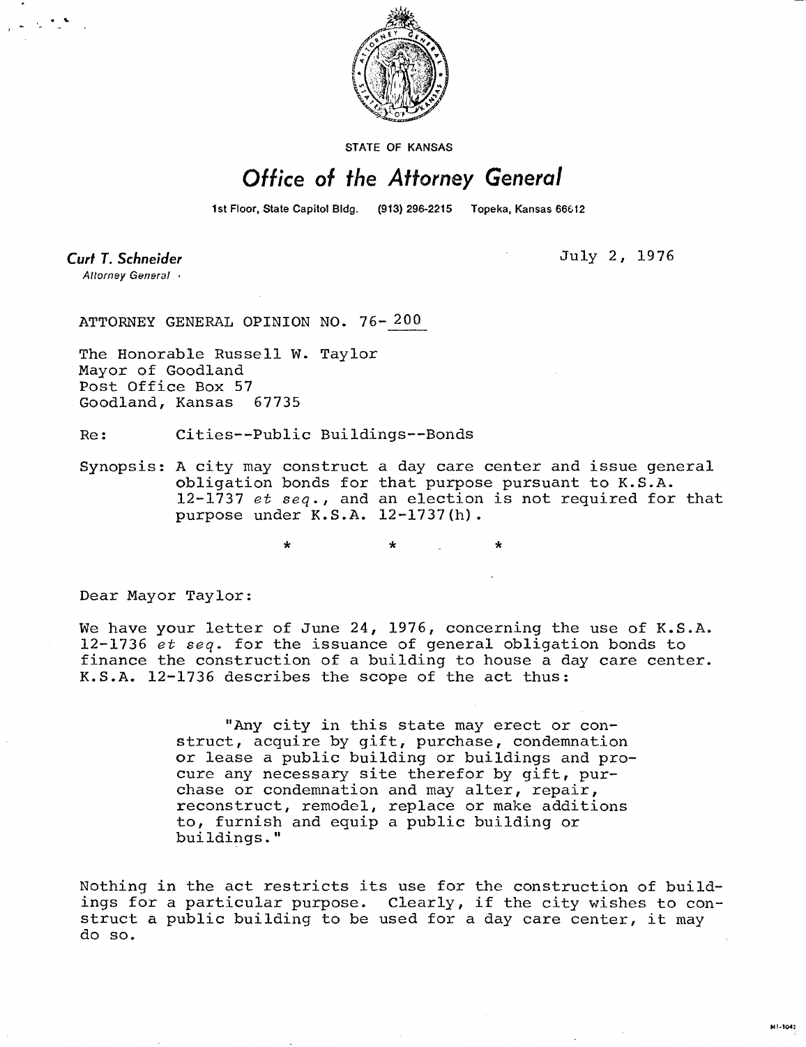STATE OF KANSAS

# Office of the Attorney General

1st Floor, State Capitol Bldg. (913) 296-2215 Topeka, Kansas 66612

**Curt T. Schneider**
*Attorney General*

July 2, 1976

ATTORNEY GENERAL OPINION NO. 76-200

The Honorable Russell W. Taylor
Mayor of Goodland
Post Office Box 57
Goodland, Kansas 67735

Re: Cities--Public Buildings--Bonds

Synopsis: A city may construct a day care center and issue general obligation bonds for that purpose pursuant to K.S.A. 12-1737 *et seq.*, and an election is not required for that purpose under K.S.A. 12-1737(h).

\* \* \*

Dear Mayor Taylor:

We have your letter of June 24, 1976, concerning the use of K.S.A. 12-1736 *et seq.* for the issuance of general obligation bonds to finance the construction of a building to house a day care center. K.S.A. 12-1736 describes the scope of the act thus:

> "Any city in this state may erect or construct, acquire by gift, purchase, condemnation or lease a public building or buildings and procure any necessary site therefor by gift, purchase or condemnation and may alter, repair, reconstruct, remodel, replace or make additions to, furnish and equip a public building or buildings."

Nothing in the act restricts its use for the construction of buildings for a particular purpose. Clearly, if the city wishes to construct a public building to be used for a day care center, it may do so.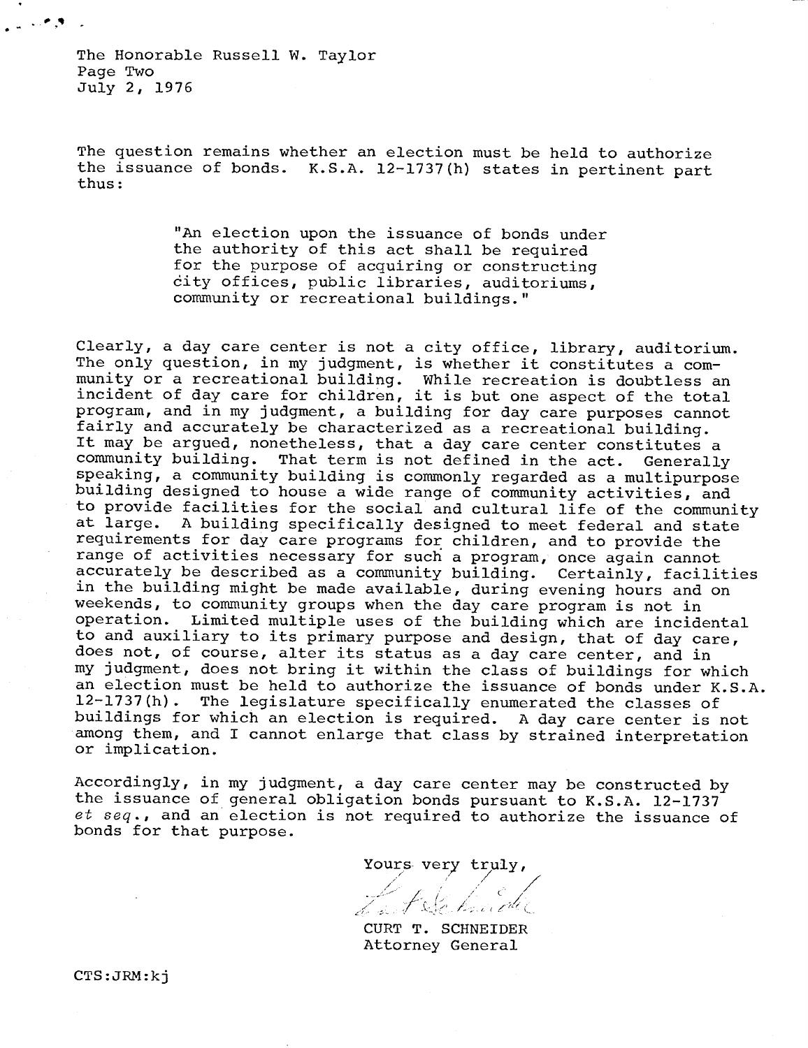The Honorable Russell W. Taylor
Page Two
July 2, 1976

The question remains whether an election must be held to authorize the issuance of bonds. K.S.A. 12-1737(h) states in pertinent part thus:

> "An election upon the issuance of bonds under the authority of this act shall be required for the purpose of acquiring or constructing city offices, public libraries, auditoriums, community or recreational buildings."

Clearly, a day care center is not a city office, library, auditorium. The only question, in my judgment, is whether it constitutes a community or a recreational building. While recreation is doubtless an incident of day care for children, it is but one aspect of the total program, and in my judgment, a building for day care purposes cannot fairly and accurately be characterized as a recreational building. It may be argued, nonetheless, that a day care center constitutes a community building. That term is not defined in the act. Generally speaking, a community building is commonly regarded as a multipurpose building designed to house a wide range of community activities, and to provide facilities for the social and cultural life of the community at large. A building specifically designed to meet federal and state requirements for day care programs for children, and to provide the range of activities necessary for such a program, once again cannot accurately be described as a community building. Certainly, facilities in the building might be made available, during evening hours and on weekends, to community groups when the day care program is not in operation. Limited multiple uses of the building which are incidental to and auxiliary to its primary purpose and design, that of day care, does not, of course, alter its status as a day care center, and in my judgment, does not bring it within the class of buildings for which an election must be held to authorize the issuance of bonds under K.S.A. 12-1737(h). The legislature specifically enumerated the classes of buildings for which an election is required. A day care center is not among them, and I cannot enlarge that class by strained interpretation or implication.

Accordingly, in my judgment, a day care center may be constructed by the issuance of general obligation bonds pursuant to K.S.A. 12-1737 *et seq.*, and an election is not required to authorize the issuance of bonds for that purpose.

Yours very truly,

CURT T. SCHNEIDER
Attorney General

CTS:JRM:kj